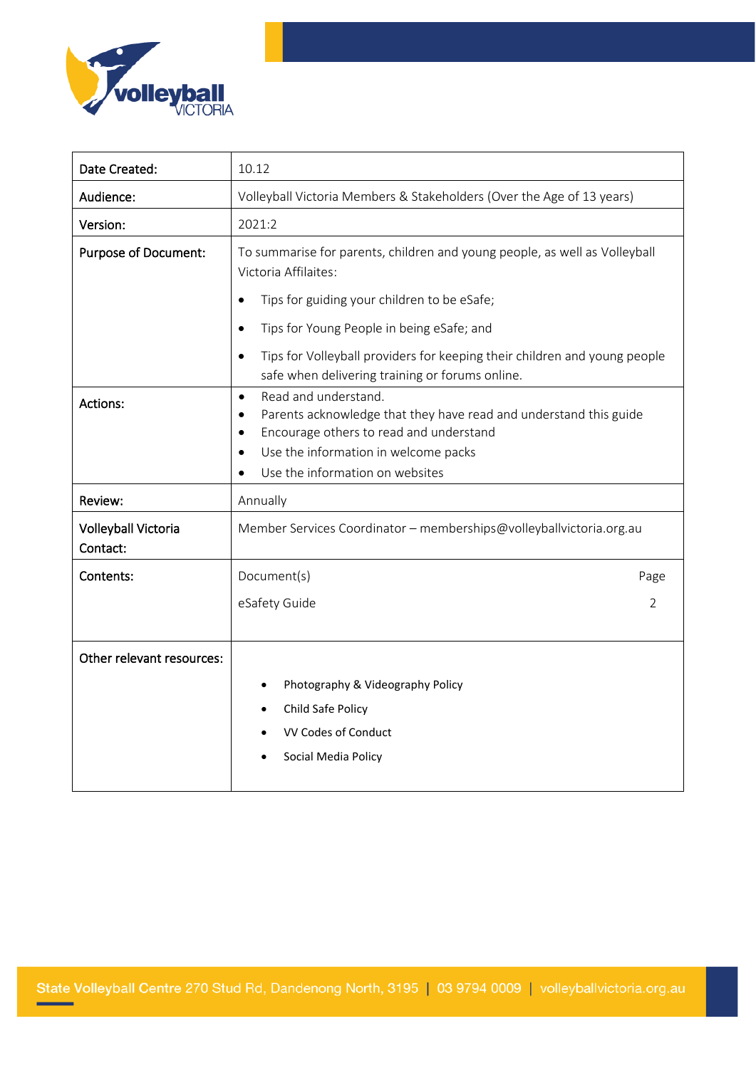| Date Created: | 10.12 |
|---|---|
| Audience: | Volleyball Victoria Members & Stakeholders (Over the Age of 13 years) |
| Version: | 2021:2 |
| Purpose of Document: | To summarise for parents, children and young people, as well as Volleyball Victoria Affilaites:<br>• Tips for guiding your children to be eSafe;<br>• Tips for Young People in being eSafe; and<br>• Tips for Volleyball providers for keeping their children and young people safe when delivering training or forums online. |
| Actions: | • Read and understand.<br>• Parents acknowledge that they have read and understand this guide<br>• Encourage others to read and understand<br>• Use the information in welcome packs<br>• Use the information on websites |
| Review: | Annually |
| Volleyball Victoria Contact: | Member Services Coordinator – memberships@volleyballvictoria.org.au |
| Contents: | Document(s) — Page<br>eSafety Guide — 2 |
| Other relevant resources: | • Photography & Videography Policy<br>• Child Safe Policy<br>• VV Codes of Conduct<br>• Social Media Policy |

State Volleyball Centre 270 Stud Rd, Dandenong North, 3195 | 03 9794 0009 | volleyballvictoria.org.au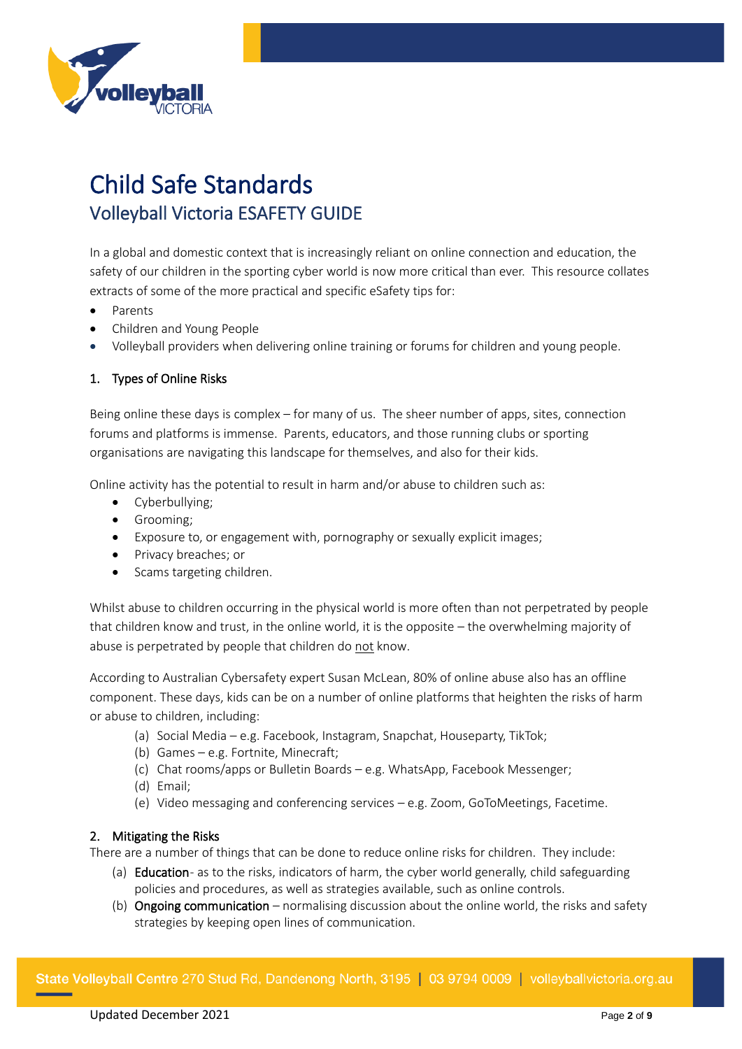# Child Safe Standards

## Volleyball Victoria ESAFETY GUIDE

In a global and domestic context that is increasingly reliant on online connection and education, the safety of our children in the sporting cyber world is now more critical than ever. This resource collates extracts of some of the more practical and specific eSafety tips for:

- Parents
- Children and Young People
- Volleyball providers when delivering online training or forums for children and young people.

### 1. Types of Online Risks

Being online these days is complex – for many of us. The sheer number of apps, sites, connection forums and platforms is immense. Parents, educators, and those running clubs or sporting organisations are navigating this landscape for themselves, and also for their kids.

Online activity has the potential to result in harm and/or abuse to children such as:

- Cyberbullying;
- Grooming;
- Exposure to, or engagement with, pornography or sexually explicit images;
- Privacy breaches; or
- Scams targeting children.

Whilst abuse to children occurring in the physical world is more often than not perpetrated by people that children know and trust, in the online world, it is the opposite – the overwhelming majority of abuse is perpetrated by people that children do <u>not</u> know.

According to Australian Cybersafety expert Susan McLean, 80% of online abuse also has an offline component. These days, kids can be on a number of online platforms that heighten the risks of harm or abuse to children, including:

(a) Social Media – e.g. Facebook, Instagram, Snapchat, Houseparty, TikTok;
(b) Games – e.g. Fortnite, Minecraft;
(c) Chat rooms/apps or Bulletin Boards – e.g. WhatsApp, Facebook Messenger;
(d) Email;
(e) Video messaging and conferencing services – e.g. Zoom, GoToMeetings, Facetime.

### 2. Mitigating the Risks

There are a number of things that can be done to reduce online risks for children. They include:

(a) **Education**- as to the risks, indicators of harm, the cyber world generally, child safeguarding policies and procedures, as well as strategies available, such as online controls.
(b) **Ongoing communication** – normalising discussion about the online world, the risks and safety strategies by keeping open lines of communication.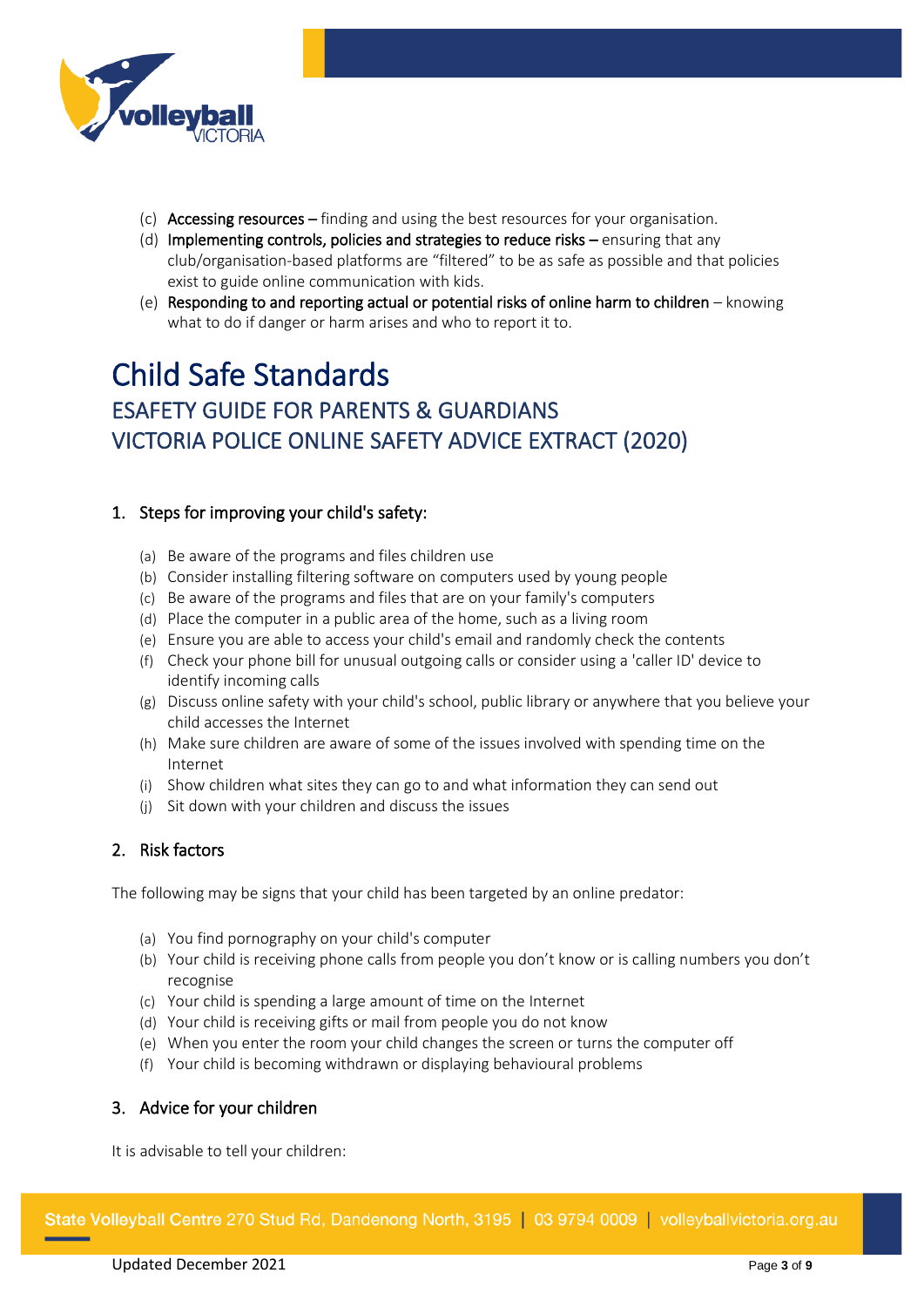(c) **Accessing resources –** finding and using the best resources for your organisation.
(d) **Implementing controls, policies and strategies to reduce risks –** ensuring that any club/organisation-based platforms are "filtered" to be as safe as possible and that policies exist to guide online communication with kids.
(e) **Responding to and reporting actual or potential risks of online harm to children** – knowing what to do if danger or harm arises and who to report it to.

# Child Safe Standards

## ESAFETY GUIDE FOR PARENTS & GUARDIANS
## VICTORIA POLICE ONLINE SAFETY ADVICE EXTRACT (2020)

### 1. Steps for improving your child's safety:

(a) Be aware of the programs and files children use
(b) Consider installing filtering software on computers used by young people
(c) Be aware of the programs and files that are on your family's computers
(d) Place the computer in a public area of the home, such as a living room
(e) Ensure you are able to access your child's email and randomly check the contents
(f) Check your phone bill for unusual outgoing calls or consider using a 'caller ID' device to identify incoming calls
(g) Discuss online safety with your child's school, public library or anywhere that you believe your child accesses the Internet
(h) Make sure children are aware of some of the issues involved with spending time on the Internet
(i) Show children what sites they can go to and what information they can send out
(j) Sit down with your children and discuss the issues

### 2. Risk factors

The following may be signs that your child has been targeted by an online predator:

(a) You find pornography on your child's computer
(b) Your child is receiving phone calls from people you don't know or is calling numbers you don't recognise
(c) Your child is spending a large amount of time on the Internet
(d) Your child is receiving gifts or mail from people you do not know
(e) When you enter the room your child changes the screen or turns the computer off
(f) Your child is becoming withdrawn or displaying behavioural problems

### 3. Advice for your children

It is advisable to tell your children: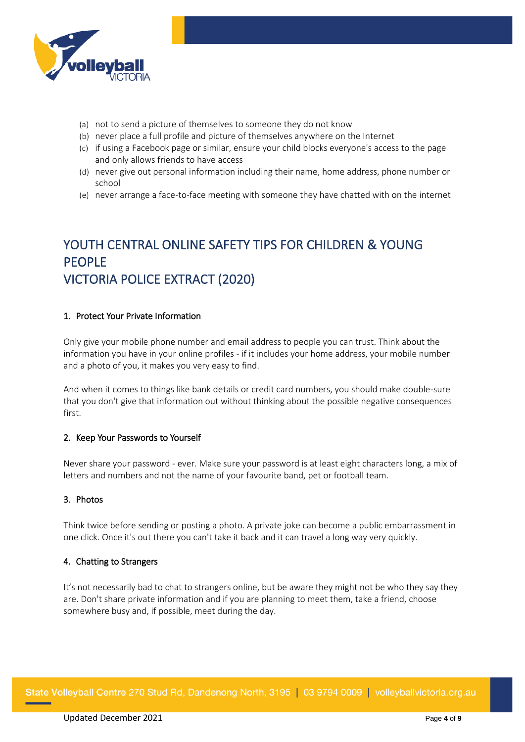(a) not to send a picture of themselves to someone they do not know
(b) never place a full profile and picture of themselves anywhere on the Internet
(c) if using a Facebook page or similar, ensure your child blocks everyone's access to the page and only allows friends to have access
(d) never give out personal information including their name, home address, phone number or school
(e) never arrange a face-to-face meeting with someone they have chatted with on the internet

## YOUTH CENTRAL ONLINE SAFETY TIPS FOR CHILDREN & YOUNG PEOPLE
## VICTORIA POLICE EXTRACT (2020)

### 1. Protect Your Private Information

Only give your mobile phone number and email address to people you can trust. Think about the information you have in your online profiles - if it includes your home address, your mobile number and a photo of you, it makes you very easy to find.

And when it comes to things like bank details or credit card numbers, you should make double-sure that you don't give that information out without thinking about the possible negative consequences first.

### 2. Keep Your Passwords to Yourself

Never share your password - ever. Make sure your password is at least eight characters long, a mix of letters and numbers and not the name of your favourite band, pet or football team.

### 3. Photos

Think twice before sending or posting a photo. A private joke can become a public embarrassment in one click. Once it's out there you can't take it back and it can travel a long way very quickly.

### 4. Chatting to Strangers

It's not necessarily bad to chat to strangers online, but be aware they might not be who they say they are. Don't share private information and if you are planning to meet them, take a friend, choose somewhere busy and, if possible, meet during the day.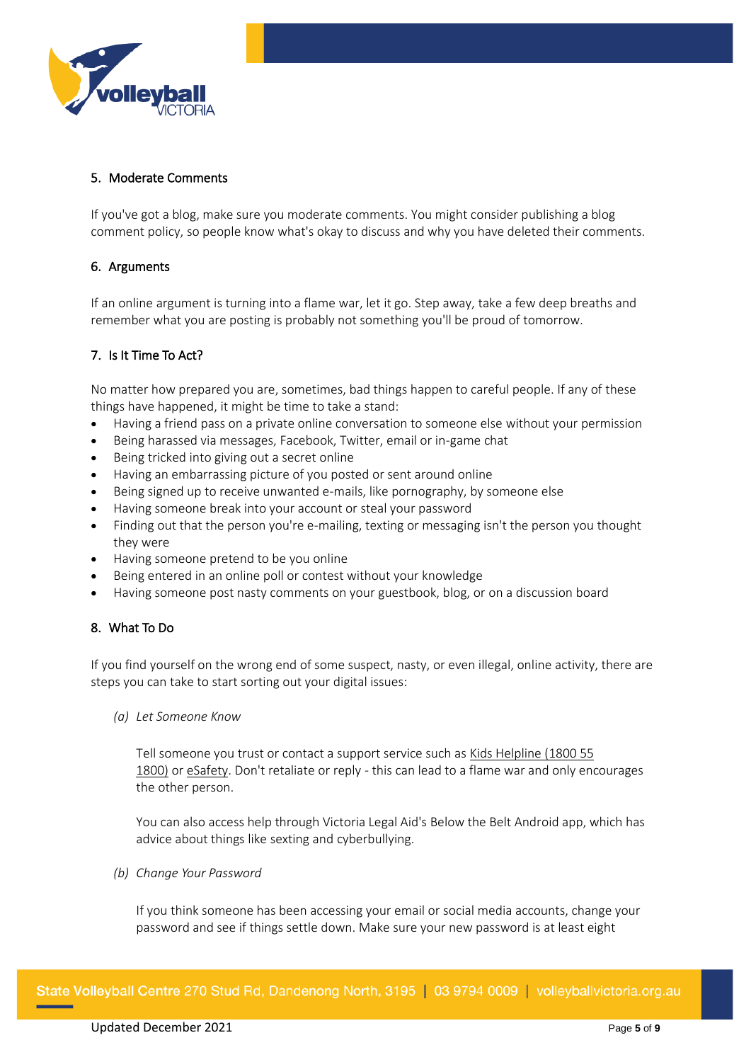## 5. Moderate Comments

If you've got a blog, make sure you moderate comments. You might consider publishing a blog comment policy, so people know what's okay to discuss and why you have deleted their comments.

## 6. Arguments

If an online argument is turning into a flame war, let it go. Step away, take a few deep breaths and remember what you are posting is probably not something you'll be proud of tomorrow.

## 7. Is It Time To Act?

No matter how prepared you are, sometimes, bad things happen to careful people. If any of these things have happened, it might be time to take a stand:

- Having a friend pass on a private online conversation to someone else without your permission
- Being harassed via messages, Facebook, Twitter, email or in-game chat
- Being tricked into giving out a secret online
- Having an embarrassing picture of you posted or sent around online
- Being signed up to receive unwanted e-mails, like pornography, by someone else
- Having someone break into your account or steal your password
- Finding out that the person you're e-mailing, texting or messaging isn't the person you thought they were
- Having someone pretend to be you online
- Being entered in an online poll or contest without your knowledge
- Having someone post nasty comments on your guestbook, blog, or on a discussion board

## 8. What To Do

If you find yourself on the wrong end of some suspect, nasty, or even illegal, online activity, there are steps you can take to start sorting out your digital issues:

### (a) *Let Someone Know*

Tell someone you trust or contact a support service such as Kids Helpline (1800 55 1800) or eSafety. Don't retaliate or reply - this can lead to a flame war and only encourages the other person.

You can also access help through Victoria Legal Aid's Below the Belt Android app, which has advice about things like sexting and cyberbullying.

### (b) *Change Your Password*

If you think someone has been accessing your email or social media accounts, change your password and see if things settle down. Make sure your new password is at least eight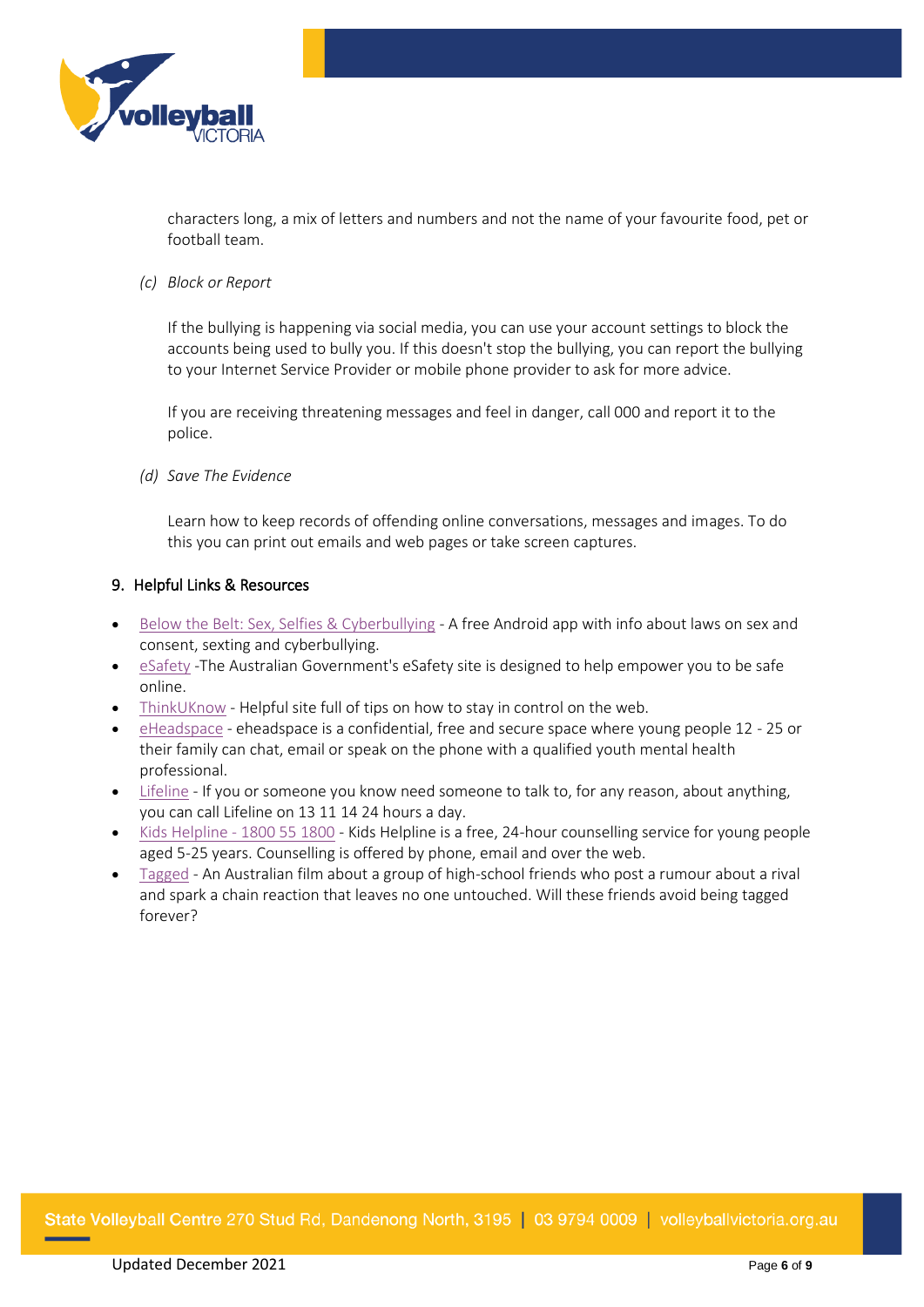characters long, a mix of letters and numbers and not the name of your favourite food, pet or football team.

*(c) Block or Report*

If the bullying is happening via social media, you can use your account settings to block the accounts being used to bully you. If this doesn't stop the bullying, you can report the bullying to your Internet Service Provider or mobile phone provider to ask for more advice.

If you are receiving threatening messages and feel in danger, call 000 and report it to the police.

*(d) Save The Evidence*

Learn how to keep records of offending online conversations, messages and images. To do this you can print out emails and web pages or take screen captures.

## 9. Helpful Links & Resources

- Below the Belt: Sex, Selfies & Cyberbullying - A free Android app with info about laws on sex and consent, sexting and cyberbullying.
- eSafety -The Australian Government's eSafety site is designed to help empower you to be safe online.
- ThinkUKnow - Helpful site full of tips on how to stay in control on the web.
- eHeadspace - eheadspace is a confidential, free and secure space where young people 12 - 25 or their family can chat, email or speak on the phone with a qualified youth mental health professional.
- Lifeline - If you or someone you know need someone to talk to, for any reason, about anything, you can call Lifeline on 13 11 14 24 hours a day.
- Kids Helpline - 1800 55 1800 - Kids Helpline is a free, 24-hour counselling service for young people aged 5-25 years. Counselling is offered by phone, email and over the web.
- Tagged - An Australian film about a group of high-school friends who post a rumour about a rival and spark a chain reaction that leaves no one untouched. Will these friends avoid being tagged forever?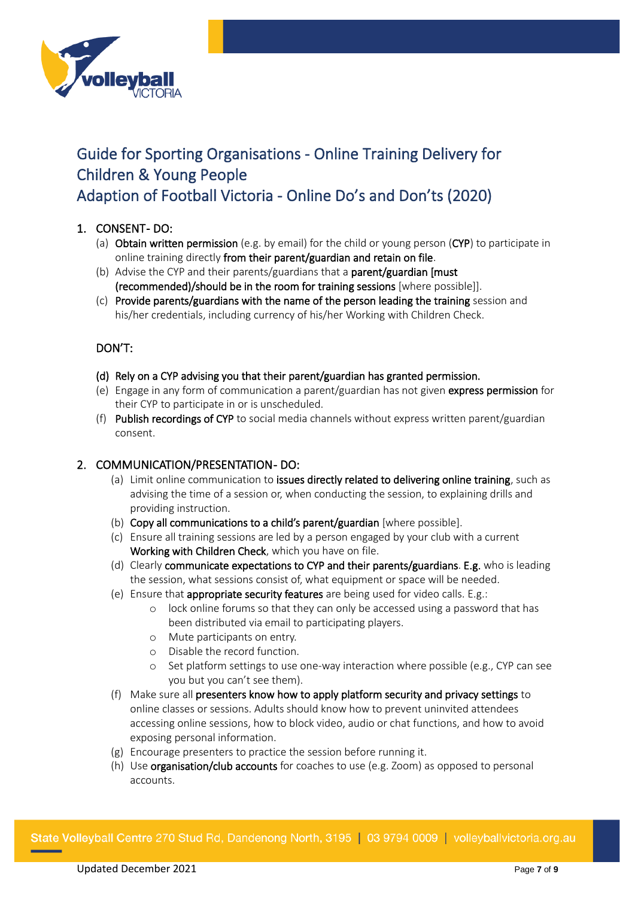# Guide for Sporting Organisations - Online Training Delivery for Children & Young People

# Adaption of Football Victoria - Online Do's and Don'ts (2020)

1. **CONSENT- DO:**
   (a) **Obtain written permission** (e.g. by email) for the child or young person (**CYP**) to participate in online training directly **from their parent/guardian and retain on file**.
   (b) Advise the CYP and their parents/guardians that a **parent/guardian [must (recommended)/should be in the room for training sessions** [where possible]].
   (c) **Provide parents/guardians with the name of the person leading the training** session and his/her credentials, including currency of his/her Working with Children Check.

   **DON'T:**

   (d) **Rely on a CYP advising you that their parent/guardian has granted permission.**
   (e) Engage in any form of communication a parent/guardian has not given **express permission** for their CYP to participate in or is unscheduled.
   (f) **Publish recordings of CYP** to social media channels without express written parent/guardian consent.

2. **COMMUNICATION/PRESENTATION- DO:**
   (a) Limit online communication to **issues directly related to delivering online training**, such as advising the time of a session or, when conducting the session, to explaining drills and providing instruction.
   (b) **Copy all communications to a child's parent/guardian** [where possible].
   (c) Ensure all training sessions are led by a person engaged by your club with a current **Working with Children Check**, which you have on file.
   (d) Clearly **communicate expectations to CYP and their parents/guardians**. **E.g.** who is leading the session, what sessions consist of, what equipment or space will be needed.
   (e) Ensure that **appropriate security features** are being used for video calls. E.g.:
      - lock online forums so that they can only be accessed using a password that has been distributed via email to participating players.
      - Mute participants on entry.
      - Disable the record function.
      - Set platform settings to use one-way interaction where possible (e.g., CYP can see you but you can't see them).
   (f) Make sure all **presenters know how to apply platform security and privacy settings** to online classes or sessions. Adults should know how to prevent uninvited attendees accessing online sessions, how to block video, audio or chat functions, and how to avoid exposing personal information.
   (g) Encourage presenters to practice the session before running it.
   (h) Use **organisation/club accounts** for coaches to use (e.g. Zoom) as opposed to personal accounts.

Updated December 2021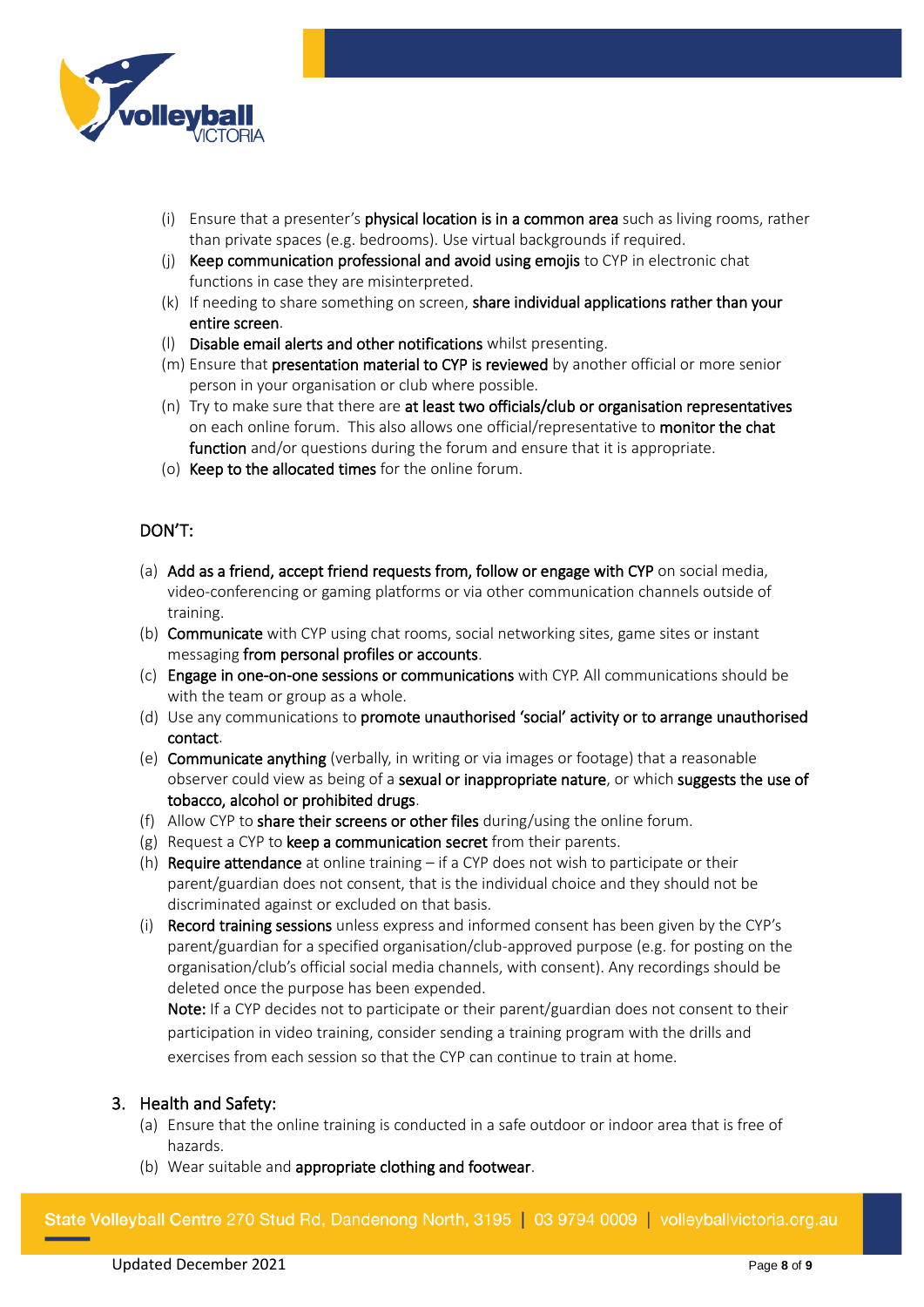(i) Ensure that a presenter's **physical location is in a common area** such as living rooms, rather than private spaces (e.g. bedrooms). Use virtual backgrounds if required.

(j) **Keep communication professional and avoid using emojis** to CYP in electronic chat functions in case they are misinterpreted.

(k) If needing to share something on screen, **share individual applications rather than your entire screen**.

(l) **Disable email alerts and other notifications** whilst presenting.

(m) Ensure that **presentation material to CYP is reviewed** by another official or more senior person in your organisation or club where possible.

(n) Try to make sure that there are **at least two officials/club or organisation representatives** on each online forum. This also allows one official/representative to **monitor the chat function** and/or questions during the forum and ensure that it is appropriate.

(o) **Keep to the allocated times** for the online forum.

DON'T:

(a) **Add as a friend, accept friend requests from, follow or engage with CYP** on social media, video-conferencing or gaming platforms or via other communication channels outside of training.

(b) **Communicate** with CYP using chat rooms, social networking sites, game sites or instant messaging **from personal profiles or accounts**.

(c) **Engage in one-on-one sessions or communications** with CYP. All communications should be with the team or group as a whole.

(d) Use any communications to **promote unauthorised 'social' activity or to arrange unauthorised contact**.

(e) **Communicate anything** (verbally, in writing or via images or footage) that a reasonable observer could view as being of a **sexual or inappropriate nature**, or which **suggests the use of tobacco, alcohol or prohibited drugs**.

(f) Allow CYP to **share their screens or other files** during/using the online forum.

(g) Request a CYP to **keep a communication secret** from their parents.

(h) **Require attendance** at online training – if a CYP does not wish to participate or their parent/guardian does not consent, that is the individual choice and they should not be discriminated against or excluded on that basis.

(i) **Record training sessions** unless express and informed consent has been given by the CYP's parent/guardian for a specified organisation/club-approved purpose (e.g. for posting on the organisation/club's official social media channels, with consent). Any recordings should be deleted once the purpose has been expended.

**Note:** If a CYP decides not to participate or their parent/guardian does not consent to their participation in video training, consider sending a training program with the drills and exercises from each session so that the CYP can continue to train at home.

3. Health and Safety:

(a) Ensure that the online training is conducted in a safe outdoor or indoor area that is free of hazards.

(b) Wear suitable and **appropriate clothing and footwear**.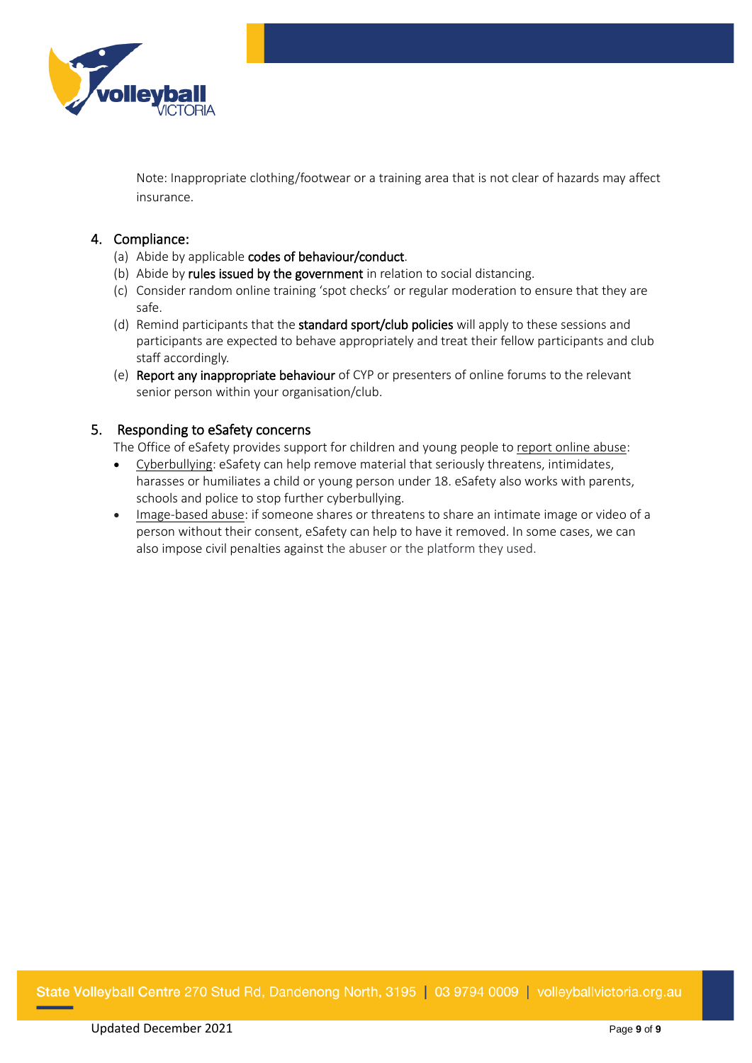Note: Inappropriate clothing/footwear or a training area that is not clear of hazards may affect insurance.

## 4. Compliance:

(a) Abide by applicable **codes of behaviour/conduct**.
(b) Abide by **rules issued by the government** in relation to social distancing.
(c) Consider random online training 'spot checks' or regular moderation to ensure that they are safe.
(d) Remind participants that the **standard sport/club policies** will apply to these sessions and participants are expected to behave appropriately and treat their fellow participants and club staff accordingly.
(e) **Report any inappropriate behaviour** of CYP or presenters of online forums to the relevant senior person within your organisation/club.

## 5. Responding to eSafety concerns

The Office of eSafety provides support for children and young people to report online abuse:

- Cyberbullying: eSafety can help remove material that seriously threatens, intimidates, harasses or humiliates a child or young person under 18. eSafety also works with parents, schools and police to stop further cyberbullying.
- Image-based abuse: if someone shares or threatens to share an intimate image or video of a person without their consent, eSafety can help to have it removed. In some cases, we can also impose civil penalties against the abuser or the platform they used.